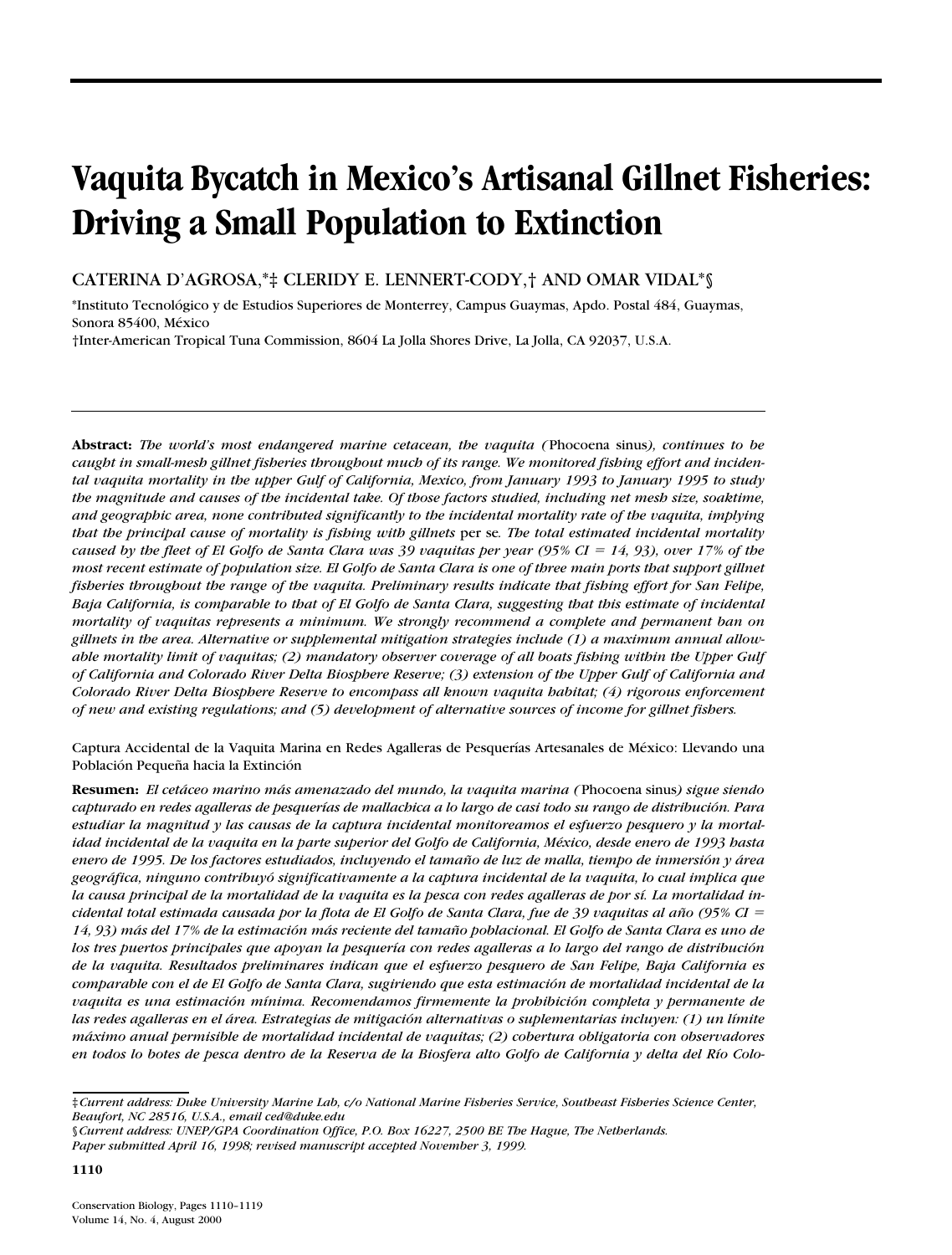# Vaquita Bycatch in Mexico's Artisanal Gillnet Fisheries: Driving a Small Population to Extinction

CATERINA D'AGROSA,*‡ CLERIDY E. LENNERT-CODY,† AND OMAR VIDAL*§

*Instituto Tecnológico y de Estudios Superiores de Monterrey, Campus Guaymas, Apdo. Postal 484, Guaymas, Sonora 85400, México

†Inter-American Tropical Tuna Commission, 8604 La Jolla Shores Drive, La Jolla, CA 92037, U.S.A.

**Abstract:** *The world's most endangered marine cetacean, the vaquita (*Phocoena sinus*), continues to be caught in small-mesh gillnet fisheries throughout much of its range. We monitored fishing effort and incidental vaquita mortality in the upper Gulf of California, Mexico, from January 1993 to January 1995 to study the magnitude and causes of the incidental take. Of those factors studied, including net mesh size, soaktime, and geographic area, none contributed significantly to the incidental mortality rate of the vaquita, implying that the principal cause of mortality is fishing with gillnets* per se. *The total estimated incidental mortality caused by the fleet of El Golfo de Santa Clara was 39 vaquitas per year (95% CI = 14, 93), over 17% of the most recent estimate of population size. El Golfo de Santa Clara is one of three main ports that support gillnet fisheries throughout the range of the vaquita. Preliminary results indicate that fishing effort for San Felipe, Baja California, is comparable to that of El Golfo de Santa Clara, suggesting that this estimate of incidental mortality of vaquitas represents a minimum. We strongly recommend a complete and permanent ban on gillnets in the area. Alternative or supplemental mitigation strategies include (1) a maximum annual allowable mortality limit of vaquitas; (2) mandatory observer coverage of all boats fishing within the Upper Gulf of California and Colorado River Delta Biosphere Reserve; (3) extension of the Upper Gulf of California and Colorado River Delta Biosphere Reserve to encompass all known vaquita habitat; (4) rigorous enforcement of new and existing regulations; and (5) development of alternative sources of income for gillnet fishers.*

Captura Accidental de la Vaquita Marina en Redes Agalleras de Pesquerías Artesanales de México: Llevando una Población Pequeña hacia la Extinción

**Resumen:** *El cetáceo marino más amenazado del mundo, la vaquita marina (*Phocoena sinus*) sigue siendo capturado en redes agalleras de pesquerías de mallachica a lo largo de casi todo su rango de distribución. Para estudiar la magnitud y las causas de la captura incidental monitoreamos el esfuerzo pesquero y la mortalidad incidental de la vaquita en la parte superior del Golfo de California, México, desde enero de 1993 hasta enero de 1995. De los factores estudiados, incluyendo el tamaño de luz de malla, tiempo de inmersión y área geográfica, ninguno contribuyó significativamente a la captura incidental de la vaquita, lo cual implica que la causa principal de la mortalidad de la vaquita es la pesca con redes agalleras de por sí. La mortalidad incidental total estimada causada por la flota de El Golfo de Santa Clara, fue de 39 vaquitas al año (95% CI = 14, 93) más del 17% de la estimación más reciente del tamaño poblacional. El Golfo de Santa Clara es uno de los tres puertos principales que apoyan la pesquería con redes agalleras a lo largo del rango de distribución de la vaquita. Resultados preliminares indican que el esfuerzo pesquero de San Felipe, Baja California es comparable con el de El Golfo de Santa Clara, sugiriendo que esta estimación de mortalidad incidental de la vaquita es una estimación mínima. Recomendamos firmemente la prohibición completa y permanente de las redes agalleras en el área. Estrategias de mitigación alternativas o suplementarias incluyen: (1) un límite máximo anual permisible de mortalidad incidental de vaquitas; (2) cobertura obligatoria con observadores en todos lo botes de pesca dentro de la Reserva de la Biosfera alto Golfo de California y delta del Río Colo-*

‡*Current address: Duke University Marine Lab, c/o National Marine Fisheries Service, Southeast Fisheries Science Center, Beaufort, NC 28516, U.S.A., email ced@duke.edu*

§*Current address: UNEP/GPA Coordination Office, P.O. Box 16227, 2500 BE The Hague, The Netherlands.*

*Paper submitted April 16, 1998; revised manuscript accepted November 3, 1999.*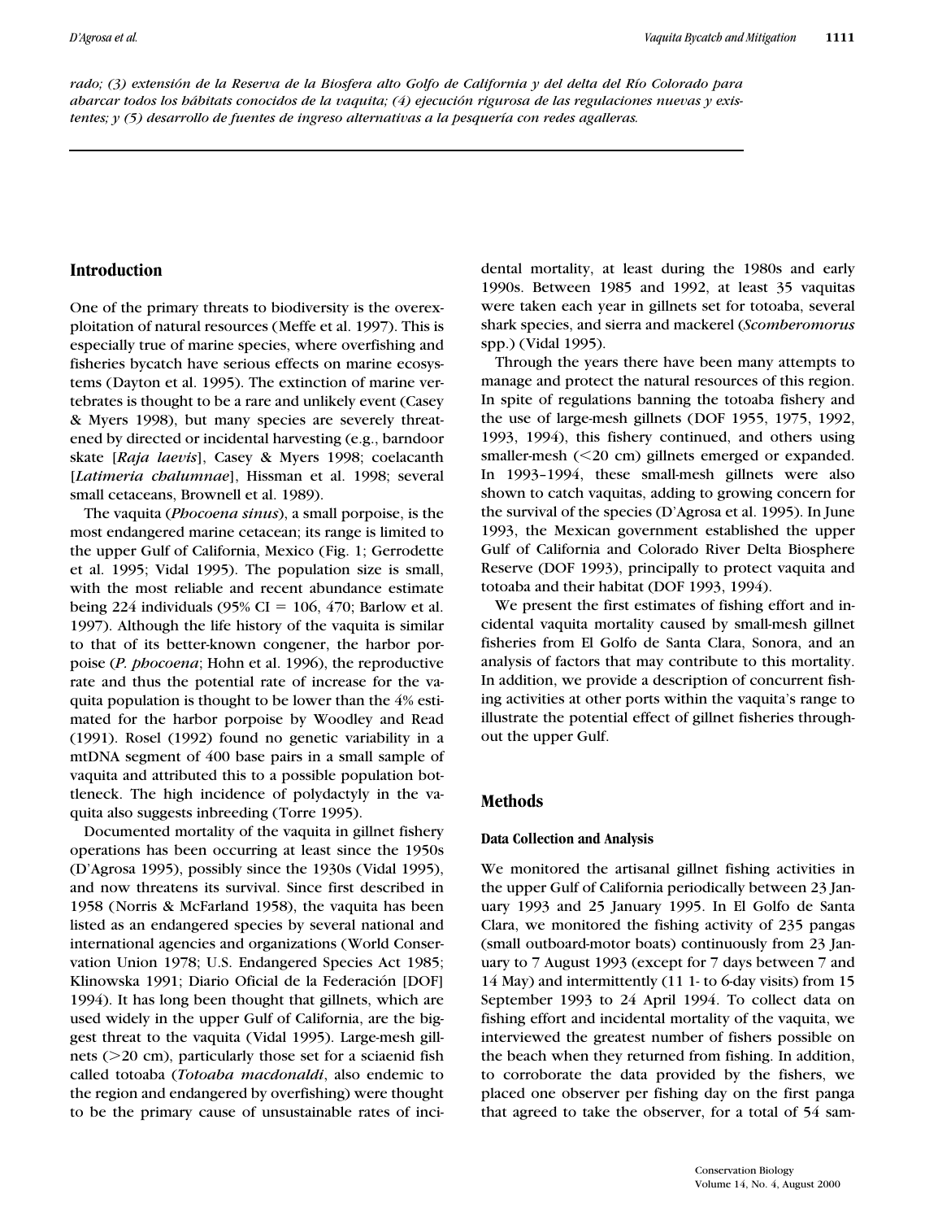*rado; (3) extensión de la Reserva de la Biosfera alto Golfo de California y del delta del Río Colorado para abarcar todos los hábitats conocidos de la vaquita; (4) ejecución rigurosa de las regulaciones nuevas y existentes; y (5) desarrollo de fuentes de ingreso alternativas a la pesquería con redes agalleras.*

## Introduction

One of the primary threats to biodiversity is the overexploitation of natural resources (Meffe et al. 1997). This is especially true of marine species, where overfishing and fisheries bycatch have serious effects on marine ecosystems (Dayton et al. 1995). The extinction of marine vertebrates is thought to be a rare and unlikely event (Casey & Myers 1998), but many species are severely threatened by directed or incidental harvesting (e.g., barndoor skate [*Raja laevis*], Casey & Myers 1998; coelacanth [*Latimeria chalumnae*], Hissman et al. 1998; several small cetaceans, Brownell et al. 1989).

The vaquita (*Phocoena sinus*), a small porpoise, is the most endangered marine cetacean; its range is limited to the upper Gulf of California, Mexico (Fig. 1; Gerrodette et al. 1995; Vidal 1995). The population size is small, with the most reliable and recent abundance estimate being 224 individuals (95% CI = 106, 470; Barlow et al. 1997). Although the life history of the vaquita is similar to that of its better-known congener, the harbor porpoise (*P. phocoena*; Hohn et al. 1996), the reproductive rate and thus the potential rate of increase for the vaquita population is thought to be lower than the 4% estimated for the harbor porpoise by Woodley and Read (1991). Rosel (1992) found no genetic variability in a mtDNA segment of 400 base pairs in a small sample of vaquita and attributed this to a possible population bottleneck. The high incidence of polydactyly in the vaquita also suggests inbreeding (Torre 1995).

Documented mortality of the vaquita in gillnet fishery operations has been occurring at least since the 1950s (D'Agrosa 1995), possibly since the 1930s (Vidal 1995), and now threatens its survival. Since first described in 1958 (Norris & McFarland 1958), the vaquita has been listed as an endangered species by several national and international agencies and organizations (World Conservation Union 1978; U.S. Endangered Species Act 1985; Klinowska 1991; Diario Oficial de la Federación [DOF] 1994). It has long been thought that gillnets, which are used widely in the upper Gulf of California, are the biggest threat to the vaquita (Vidal 1995). Large-mesh gillnets (>20 cm), particularly those set for a sciaenid fish called totoaba (*Totoaba macdonaldi*, also endemic to the region and endangered by overfishing) were thought to be the primary cause of unsustainable rates of incidental mortality, at least during the 1980s and early 1990s. Between 1985 and 1992, at least 35 vaquitas were taken each year in gillnets set for totoaba, several shark species, and sierra and mackerel (*Scomberomorus* spp.) (Vidal 1995).

Through the years there have been many attempts to manage and protect the natural resources of this region. In spite of regulations banning the totoaba fishery and the use of large-mesh gillnets (DOF 1955, 1975, 1992, 1993, 1994), this fishery continued, and others using smaller-mesh (<20 cm) gillnets emerged or expanded. In 1993–1994, these small-mesh gillnets were also shown to catch vaquitas, adding to growing concern for the survival of the species (D'Agrosa et al. 1995). In June 1993, the Mexican government established the upper Gulf of California and Colorado River Delta Biosphere Reserve (DOF 1993), principally to protect vaquita and totoaba and their habitat (DOF 1993, 1994).

We present the first estimates of fishing effort and incidental vaquita mortality caused by small-mesh gillnet fisheries from El Golfo de Santa Clara, Sonora, and an analysis of factors that may contribute to this mortality. In addition, we provide a description of concurrent fishing activities at other ports within the vaquita's range to illustrate the potential effect of gillnet fisheries throughout the upper Gulf.

## Methods

### Data Collection and Analysis

We monitored the artisanal gillnet fishing activities in the upper Gulf of California periodically between 23 January 1993 and 25 January 1995. In El Golfo de Santa Clara, we monitored the fishing activity of 235 pangas (small outboard-motor boats) continuously from 23 January to 7 August 1993 (except for 7 days between 7 and 14 May) and intermittently (11 1- to 6-day visits) from 15 September 1993 to 24 April 1994. To collect data on fishing effort and incidental mortality of the vaquita, we interviewed the greatest number of fishers possible on the beach when they returned from fishing. In addition, to corroborate the data provided by the fishers, we placed one observer per fishing day on the first panga that agreed to take the observer, for a total of 54 sam-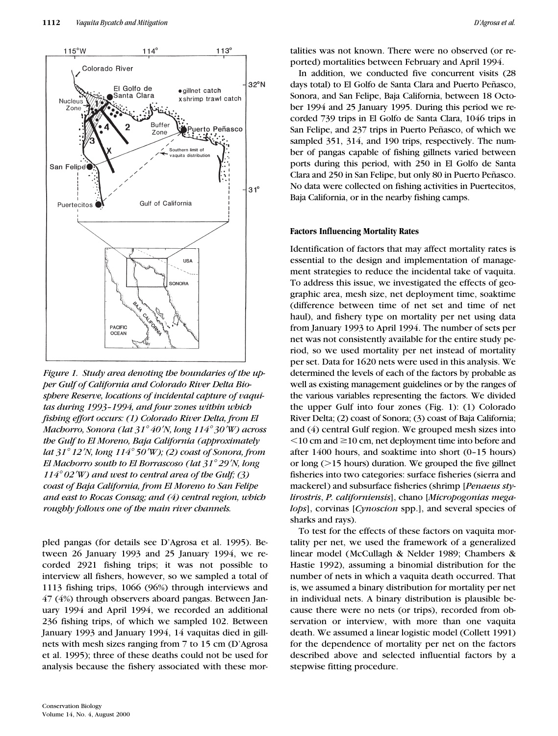*Figure 1. Study area denoting the boundaries of the upper Gulf of California and Colorado River Delta Biosphere Reserve, locations of incidental capture of vaquitas during 1993–1994, and four zones within which fishing effort occurs: (1) Colorado River Delta, from El Machorro, Sonora (lat 31°40′N, long 114°30′W) across the Gulf to El Moreno, Baja California (approximately lat 31°12′N, long 114°50′W); (2) coast of Sonora, from El Machorro south to El Borrascoso (lat 31°29′N, long 114°02′W) and west to central area of the Gulf; (3) coast of Baja California, from El Moreno to San Felipe and east to Rocas Consag; and (4) central region, which roughly follows one of the main river channels.*

pled pangas (for details see D'Agrosa et al. 1995). Between 26 January 1993 and 25 January 1994, we recorded 2921 fishing trips; it was not possible to interview all fishers, however, so we sampled a total of 1113 fishing trips, 1066 (96%) through interviews and 47 (4%) through observers aboard pangas. Between January 1994 and April 1994, we recorded an additional 236 fishing trips, of which we sampled 102. Between January 1993 and January 1994, 14 vaquitas died in gillnets with mesh sizes ranging from 7 to 15 cm (D'Agrosa et al. 1995); three of these deaths could not be used for analysis because the fishery associated with these mortalities was not known. There were no observed (or reported) mortalities between February and April 1994.

In addition, we conducted five concurrent visits (28 days total) to El Golfo de Santa Clara and Puerto Peñasco, Sonora, and San Felipe, Baja California, between 18 October 1994 and 25 January 1995. During this period we recorded 739 trips in El Golfo de Santa Clara, 1046 trips in San Felipe, and 237 trips in Puerto Peñasco, of which we sampled 351, 314, and 190 trips, respectively. The number of pangas capable of fishing gillnets varied between ports during this period, with 250 in El Golfo de Santa Clara and 250 in San Felipe, but only 80 in Puerto Peñasco. No data were collected on fishing activities in Puertecitos, Baja California, or in the nearby fishing camps.

### Factors Influencing Mortality Rates

Identification of factors that may affect mortality rates is essential to the design and implementation of management strategies to reduce the incidental take of vaquita. To address this issue, we investigated the effects of geographic area, mesh size, net deployment time, soaktime (difference between time of net set and time of net haul), and fishery type on mortality per net using data from January 1993 to April 1994. The number of sets per net was not consistently available for the entire study period, so we used mortality per net instead of mortality per set. Data for 1620 nets were used in this analysis. We determined the levels of each of the factors by probable as well as existing management guidelines or by the ranges of the various variables representing the factors. We divided the upper Gulf into four zones (Fig. 1): (1) Colorado River Delta; (2) coast of Sonora; (3) coast of Baja California; and (4) central Gulf region. We grouped mesh sizes into $<10$ cm and $\geq 10$ cm, net deployment time into before and after 1400 hours, and soaktime into short (0–15 hours) or long ($>15$ hours) duration. We grouped the five gillnet fisheries into two categories: surface fisheries (sierra and mackerel) and subsurface fisheries (shrimp [*Penaeus stylirostris*, *P. californiensis*], chano [*Micropogonias megalops*], corvinas [*Cynoscion* spp.], and several species of sharks and rays).

To test for the effects of these factors on vaquita mortality per net, we used the framework of a generalized linear model (McCullagh & Nelder 1989; Chambers & Hastie 1992), assuming a binomial distribution for the number of nets in which a vaquita death occurred. That is, we assumed a binary distribution for mortality per net in individual nets. A binary distribution is plausible because there were no nets (or trips), recorded from observation or interview, with more than one vaquita death. We assumed a linear logistic model (Collett 1991) for the dependence of mortality per net on the factors described above and selected influential factors by a stepwise fitting procedure.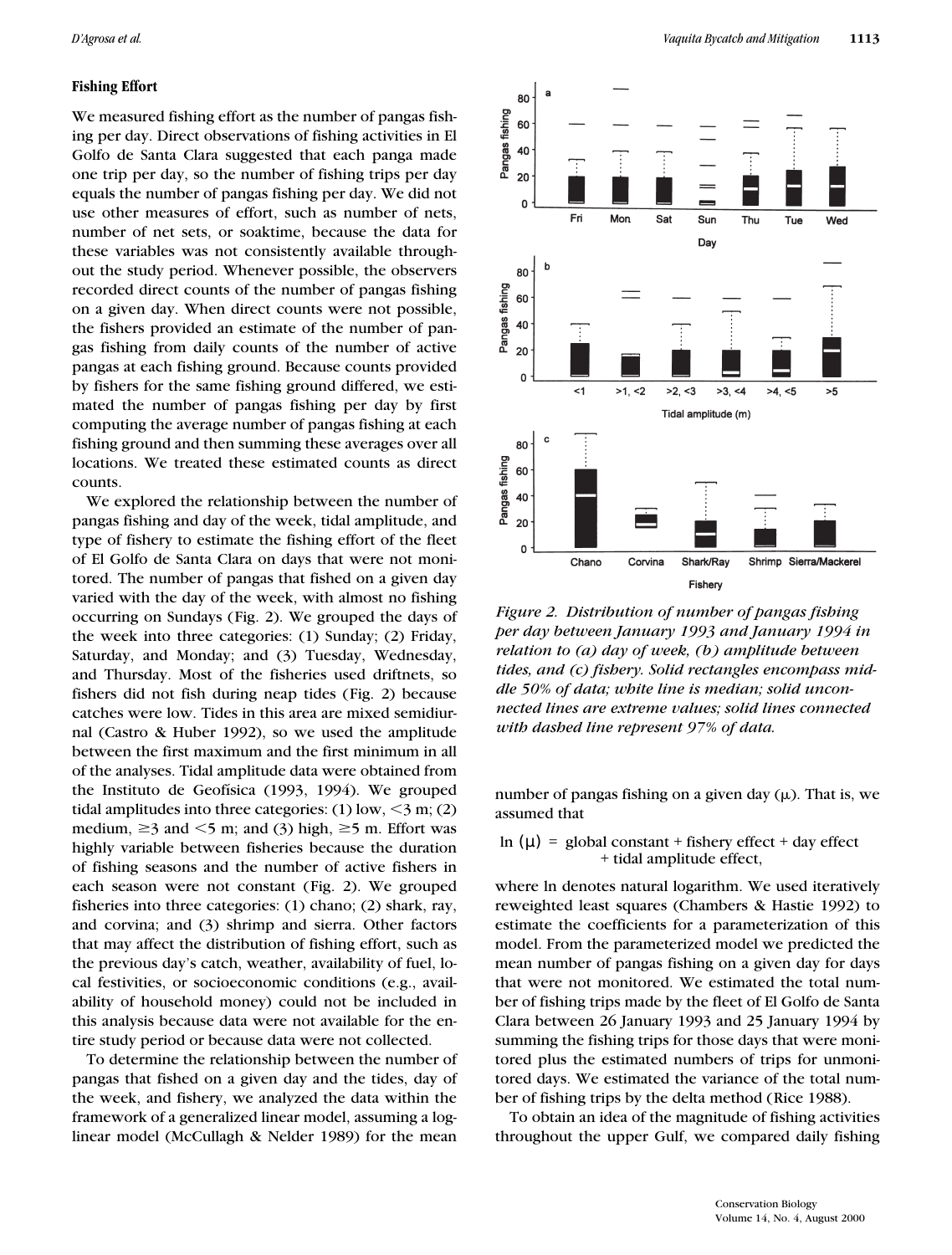### Fishing Effort

We measured fishing effort as the number of pangas fishing per day. Direct observations of fishing activities in El Golfo de Santa Clara suggested that each panga made one trip per day, so the number of fishing trips per day equals the number of pangas fishing per day. We did not use other measures of effort, such as number of nets, number of net sets, or soaktime, because the data for these variables was not consistently available throughout the study period. Whenever possible, the observers recorded direct counts of the number of pangas fishing on a given day. When direct counts were not possible, the fishers provided an estimate of the number of pangas fishing from daily counts of the number of active pangas at each fishing ground. Because counts provided by fishers for the same fishing ground differed, we estimated the number of pangas fishing per day by first computing the average number of pangas fishing at each fishing ground and then summing these averages over all locations. We treated these estimated counts as direct counts.

We explored the relationship between the number of pangas fishing and day of the week, tidal amplitude, and type of fishery to estimate the fishing effort of the fleet of El Golfo de Santa Clara on days that were not monitored. The number of pangas that fished on a given day varied with the day of the week, with almost no fishing occurring on Sundays (Fig. 2). We grouped the days of the week into three categories: (1) Sunday; (2) Friday, Saturday, and Monday; and (3) Tuesday, Wednesday, and Thursday. Most of the fisheries used driftnets, so fishers did not fish during neap tides (Fig. 2) because catches were low. Tides in this area are mixed semidiurnal (Castro & Huber 1992), so we used the amplitude between the first maximum and the first minimum in all of the analyses. Tidal amplitude data were obtained from the Instituto de Geofísica (1993, 1994). We grouped tidal amplitudes into three categories: (1) low, $<3$ m; (2) medium, $\geq 3$ and $<5$ m; and (3) high, $\geq 5$ m. Effort was highly variable between fisheries because the duration of fishing seasons and the number of active fishers in each season were not constant (Fig. 2). We grouped fisheries into three categories: (1) chano; (2) shark, ray, and corvina; and (3) shrimp and sierra. Other factors that may affect the distribution of fishing effort, such as the previous day's catch, weather, availability of fuel, local festivities, or socioeconomic conditions (e.g., availability of household money) could not be included in this analysis because data were not available for the entire study period or because data were not collected.

To determine the relationship between the number of pangas that fished on a given day and the tides, day of the week, and fishery, we analyzed the data within the framework of a generalized linear model, assuming a log-linear model (McCullagh & Nelder 1989) for the mean number of pangas fishing on a given day ($\mu$). That is, we assumed that

$$\ln(\mu) = \text{global constant} + \text{fishery effect} + \text{day effect} + \text{tidal amplitude effect},$$

where ln denotes natural logarithm. We used iteratively reweighted least squares (Chambers & Hastie 1992) to estimate the coefficients for a parameterization of this model. From the parameterized model we predicted the mean number of pangas fishing on a given day for days that were not monitored. We estimated the total number of fishing trips made by the fleet of El Golfo de Santa Clara between 26 January 1993 and 25 January 1994 by summing the fishing trips for those days that were monitored plus the estimated numbers of trips for unmonitored days. We estimated the variance of the total number of fishing trips by the delta method (Rice 1988).

To obtain an idea of the magnitude of fishing activities throughout the upper Gulf, we compared daily fishing

*Figure 2. Distribution of number of pangas fishing per day between January 1993 and January 1994 in relation to (a) day of week, (b) amplitude between tides, and (c) fishery. Solid rectangles encompass middle 50% of data; white line is median; solid unconnected lines are extreme values; solid lines connected with dashed line represent 97% of data.*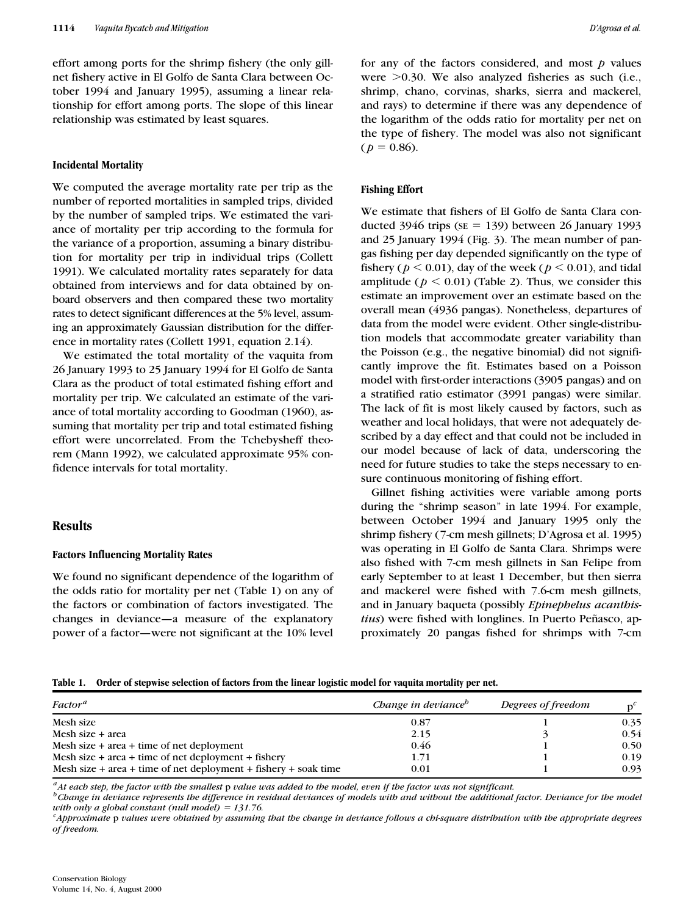effort among ports for the shrimp fishery (the only gillnet fishery active in El Golfo de Santa Clara between October 1994 and January 1995), assuming a linear relationship for effort among ports. The slope of this linear relationship was estimated by least squares.

### Incidental Mortality

We computed the average mortality rate per trip as the number of reported mortalities in sampled trips, divided by the number of sampled trips. We estimated the variance of mortality per trip according to the formula for the variance of a proportion, assuming a binary distribution for mortality per trip in individual trips (Collett 1991). We calculated mortality rates separately for data obtained from interviews and for data obtained by on-board observers and then compared these two mortality rates to detect significant differences at the 5% level, assuming an approximately Gaussian distribution for the difference in mortality rates (Collett 1991, equation 2.14).

We estimated the total mortality of the vaquita from 26 January 1993 to 25 January 1994 for El Golfo de Santa Clara as the product of total estimated fishing effort and mortality per trip. We calculated an estimate of the variance of total mortality according to Goodman (1960), assuming that mortality per trip and total estimated fishing effort were uncorrelated. From the Tchebysheff theorem (Mann 1992), we calculated approximate 95% confidence intervals for total mortality.

## Results

### Factors Influencing Mortality Rates

We found no significant dependence of the logarithm of the odds ratio for mortality per net (Table 1) on any of the factors or combination of factors investigated. The changes in deviance—a measure of the explanatory power of a factor—were not significant at the 10% level for any of the factors considered, and most $p$ values were $>0.30$. We also analyzed fisheries as such (i.e., shrimp, chano, corvinas, sharks, sierra and mackerel, and rays) to determine if there was any dependence of the logarithm of the odds ratio for mortality per net on the type of fishery. The model was also not significant ($p = 0.86$).

### Fishing Effort

We estimate that fishers of El Golfo de Santa Clara conducted 3946 trips (SE = 139) between 26 January 1993 and 25 January 1994 (Fig. 3). The mean number of pangas fishing per day depended significantly on the type of fishery ($p < 0.01$), day of the week ($p < 0.01$), and tidal amplitude ($p < 0.01$) (Table 2). Thus, we consider this estimate an improvement over an estimate based on the overall mean (4936 pangas). Nonetheless, departures of data from the model were evident. Other single-distribution models that accommodate greater variability than the Poisson (e.g., the negative binomial) did not significantly improve the fit. Estimates based on a Poisson model with first-order interactions (3905 pangas) and on a stratified ratio estimator (3991 pangas) were similar. The lack of fit is most likely caused by factors, such as weather and local holidays, that were not adequately described by a day effect and that could not be included in our model because of lack of data, underscoring the need for future studies to take the steps necessary to ensure continuous monitoring of fishing effort.

Gillnet fishing activities were variable among ports during the "shrimp season" in late 1994. For example, between October 1994 and January 1995 only the shrimp fishery (7-cm mesh gillnets; D'Agrosa et al. 1995) was operating in El Golfo de Santa Clara. Shrimps were also fished with 7-cm mesh gillnets in San Felipe from early September to at least 1 December, but then sierra and mackerel were fished with 7.6-cm mesh gillnets, and in January baqueta (possibly *Epinephelus acanthistius*) were fished with longlines. In Puerto Peñasco, approximately 20 pangas fished for shrimps with 7-cm

**Table 1. Order of stepwise selection of factors from the linear logistic model for vaquita mortality per net.**

| *Factor*[a] | *Change in deviance*[b] | *Degrees of freedom* | p[c] |
|---|---|---|---|
| Mesh size | 0.87 | 1 | 0.35 |
| Mesh size + area | 2.15 | 3 | 0.54 |
| Mesh size + area + time of net deployment | 0.46 | 1 | 0.50 |
| Mesh size + area + time of net deployment + fishery | 1.71 | 1 | 0.19 |
| Mesh size + area + time of net deployment + fishery + soak time | 0.01 | 1 | 0.93 |

[a] *At each step, the factor with the smallest* p *value was added to the model, even if the factor was not significant.*
[b] *Change in deviance represents the difference in residual deviances of models with and without the additional factor. Deviance for the model with only a global constant (null model) = 131.76.*
[c] *Approximate* p *values were obtained by assuming that the change in deviance follows a chi-square distribution with the appropriate degrees of freedom.*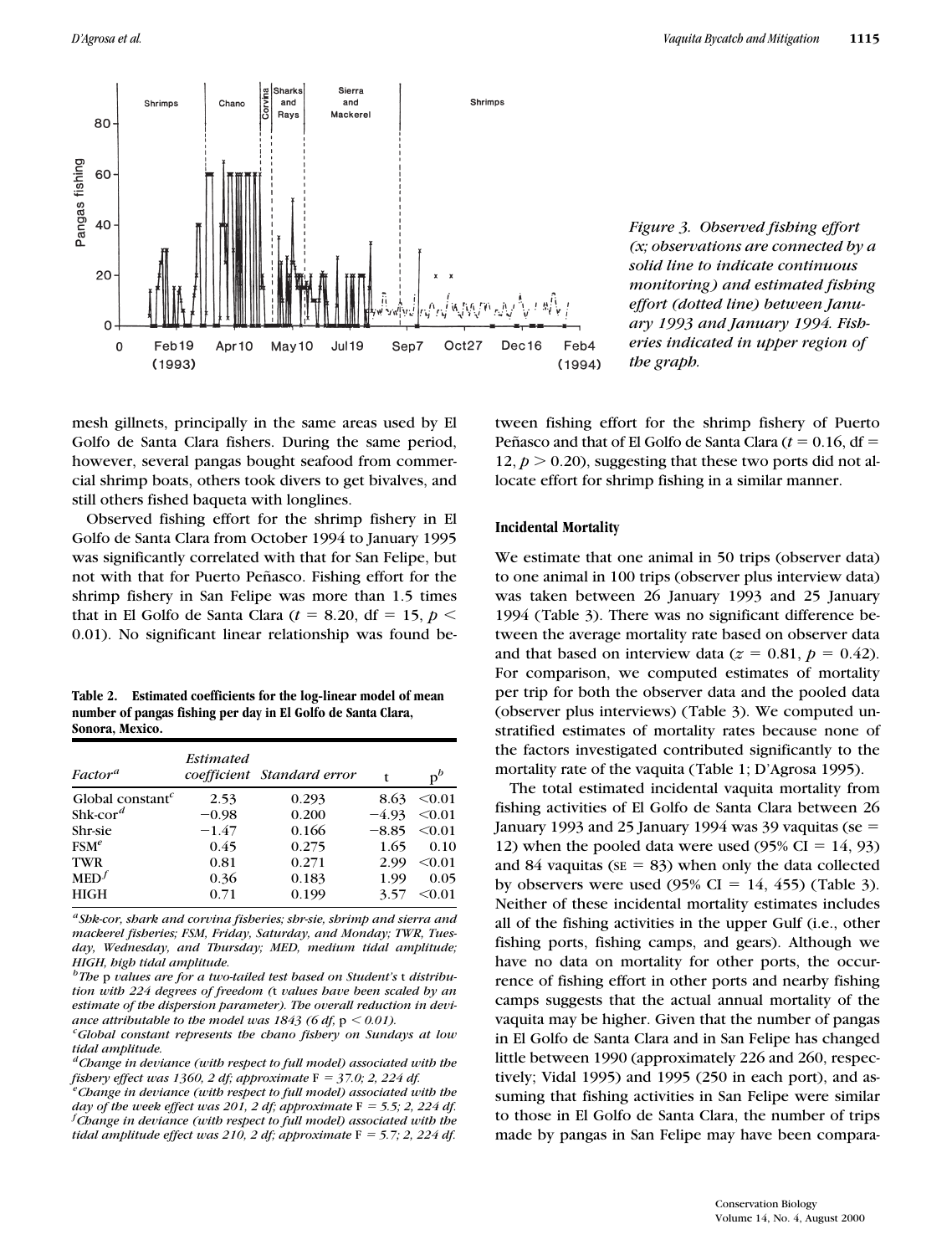Figure 3. Observed fishing effort (x; observations are connected by a solid line to indicate continuous monitoring) and estimated fishing effort (dotted line) between January 1993 and January 1994. Fisheries indicated in upper region of the graph.

mesh gillnets, principally in the same areas used by El Golfo de Santa Clara fishers. During the same period, however, several pangas bought seafood from commercial shrimp boats, others took divers to get bivalves, and still others fished baqueta with longlines.

Observed fishing effort for the shrimp fishery in El Golfo de Santa Clara from October 1994 to January 1995 was significantly correlated with that for San Felipe, but not with that for Puerto Peñasco. Fishing effort for the shrimp fishery in San Felipe was more than 1.5 times that in El Golfo de Santa Clara ($t = 8.20$, df $= 15$, $p < 0.01$). No significant linear relationship was found between fishing effort for the shrimp fishery of Puerto Peñasco and that of El Golfo de Santa Clara ($t = 0.16$, df $= 12$, $p > 0.20$), suggesting that these two ports did not allocate effort for shrimp fishing in a similar manner.

**Table 2. Estimated coefficients for the log-linear model of mean number of pangas fishing per day in El Golfo de Santa Clara, Sonora, Mexico.**

| *Factor*[a] | *Estimated coefficient* | *Standard error* | t | p[b] |
|---|---|---|---|---|
| Global constant[c] | 2.53 | 0.293 | 8.63 | <0.01 |
| Shk-cor[d] | −0.98 | 0.200 | −4.93 | <0.01 |
| Shr-sie | −1.47 | 0.166 | −8.85 | <0.01 |
| FSM[e] | 0.45 | 0.275 | 1.65 | 0.10 |
| TWR | 0.81 | 0.271 | 2.99 | <0.01 |
| MED[f] | 0.36 | 0.183 | 1.99 | 0.05 |
| HIGH | 0.71 | 0.199 | 3.57 | <0.01 |

[a] *Shk-cor, shark and corvina fisheries; shr-sie, shrimp and sierra and mackerel fisheries; FSM, Friday, Saturday, and Monday; TWR, Tuesday, Wednesday, and Thursday; MED, medium tidal amplitude; HIGH, high tidal amplitude.*
[b] *The p values are for a two-tailed test based on Student's t distribution with 224 degrees of freedom (t values have been scaled by an estimate of the dispersion parameter). The overall reduction in deviance attributable to the model was 1843 (6 df, $p < 0.01$).*
[c] *Global constant represents the chano fishery on Sundays at low tidal amplitude.*
[d] *Change in deviance (with respect to full model) associated with the fishery effect was 1360, 2 df; approximate $F = 37.0$; 2, 224 df.*
[e] *Change in deviance (with respect to full model) associated with the day of the week effect was 201, 2 df; approximate $F = 5.5$; 2, 224 df.*
[f] *Change in deviance (with respect to full model) associated with the tidal amplitude effect was 210, 2 df; approximate $F = 5.7$; 2, 224 df.*

### Incidental Mortality

We estimate that one animal in 50 trips (observer data) to one animal in 100 trips (observer plus interview data) was taken between 26 January 1993 and 25 January 1994 (Table 3). There was no significant difference between the average mortality rate based on observer data and that based on interview data ($z = 0.81$, $p = 0.42$). For comparison, we computed estimates of mortality per trip for both the observer data and the pooled data (observer plus interviews) (Table 3). We computed unstratified estimates of mortality rates because none of the factors investigated contributed significantly to the mortality rate of the vaquita (Table 1; D'Agrosa 1995).

The total estimated incidental vaquita mortality from fishing activities of El Golfo de Santa Clara between 26 January 1993 and 25 January 1994 was 39 vaquitas (se = 12) when the pooled data were used (95% CI = 14, 93) and 84 vaquitas (SE = 83) when only the data collected by observers were used (95% CI = 14, 455) (Table 3). Neither of these incidental mortality estimates includes all of the fishing activities in the upper Gulf (i.e., other fishing ports, fishing camps, and gears). Although we have no data on mortality for other ports, the occurrence of fishing effort in other ports and nearby fishing camps suggests that the actual annual mortality of the vaquita may be higher. Given that the number of pangas in El Golfo de Santa Clara and in San Felipe has changed little between 1990 (approximately 226 and 260, respectively; Vidal 1995) and 1995 (250 in each port), and assuming that fishing activities in San Felipe were similar to those in El Golfo de Santa Clara, the number of trips made by pangas in San Felipe may have been compara-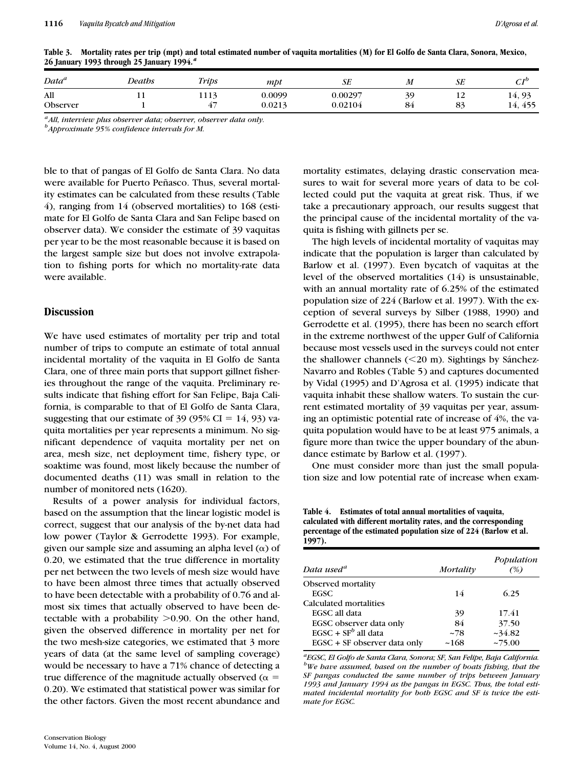**Table 3. Mortality rates per trip (mpt) and total estimated number of vaquita mortalities (M) for El Golfo de Santa Clara, Sonora, Mexico, 26 January 1993 through 25 January 1994.[a]**

| Data[a] | Deaths | Trips | mpt | SE | M | SE | CI[b] |
|---|---|---|---|---|---|---|---|
| All | 11 | 1113 | 0.0099 | 0.00297 | 39 | 12 | 14, 93 |
| Observer | 1 | 47 | 0.0213 | 0.02104 | 84 | 83 | 14, 455 |

[a]All, interview plus observer data; observer, observer data only.
[b]Approximate 95% confidence intervals for M.

ble to that of pangas of El Golfo de Santa Clara. No data were available for Puerto Peñasco. Thus, several mortality estimates can be calculated from these results (Table 4), ranging from 14 (observed mortalities) to 168 (estimate for El Golfo de Santa Clara and San Felipe based on observer data). We consider the estimate of 39 vaquitas per year to be the most reasonable because it is based on the largest sample size but does not involve extrapolation to fishing ports for which no mortality-rate data were available.

## Discussion

We have used estimates of mortality per trip and total number of trips to compute an estimate of total annual incidental mortality of the vaquita in El Golfo de Santa Clara, one of three main ports that support gillnet fisheries throughout the range of the vaquita. Preliminary results indicate that fishing effort for San Felipe, Baja California, is comparable to that of El Golfo de Santa Clara, suggesting that our estimate of 39 (95% CI = 14, 93) vaquita mortalities per year represents a minimum. No significant dependence of vaquita mortality per net on area, mesh size, net deployment time, fishery type, or soaktime was found, most likely because the number of documented deaths (11) was small in relation to the number of monitored nets (1620).

Results of a power analysis for individual factors, based on the assumption that the linear logistic model is correct, suggest that our analysis of the by-net data had low power (Taylor & Gerrodette 1993). For example, given our sample size and assuming an alpha level ($\alpha$) of 0.20, we estimated that the true difference in mortality per net between the two levels of mesh size would have to have been almost three times that actually observed to have been detectable with a probability of 0.76 and almost six times that actually observed to have been detectable with a probability >0.90. On the other hand, given the observed difference in mortality per net for the two mesh-size categories, we estimated that 3 more years of data (at the same level of sampling coverage) would be necessary to have a 71% chance of detecting a true difference of the magnitude actually observed ($\alpha$ = 0.20). We estimated that statistical power was similar for the other factors. Given the most recent abundance and mortality estimates, delaying drastic conservation measures to wait for several more years of data to be collected could put the vaquita at great risk. Thus, if we take a precautionary approach, our results suggest that the principal cause of the incidental mortality of the vaquita is fishing with gillnets per se.

The high levels of incidental mortality of vaquitas may indicate that the population is larger than calculated by Barlow et al. (1997). Even bycatch of vaquitas at the level of the observed mortalities (14) is unsustainable, with an annual mortality rate of 6.25% of the estimated population size of 224 (Barlow et al. 1997). With the exception of several surveys by Silber (1988, 1990) and Gerrodette et al. (1995), there has been no search effort in the extreme northwest of the upper Gulf of California because most vessels used in the surveys could not enter the shallower channels (<20 m). Sightings by Sánchez-Navarro and Robles (Table 5) and captures documented by Vidal (1995) and D'Agrosa et al. (1995) indicate that vaquita inhabit these shallow waters. To sustain the current estimated mortality of 39 vaquitas per year, assuming an optimistic potential rate of increase of 4%, the vaquita population would have to be at least 975 animals, a figure more than twice the upper boundary of the abundance estimate by Barlow et al. (1997).

One must consider more than just the small population size and low potential rate of increase when exam-

**Table 4. Estimates of total annual mortalities of vaquita, calculated with different mortality rates, and the corresponding percentage of the estimated population size of 224 (Barlow et al. 1997).**

| Data used[a] | Mortality | Population (%) |
|---|---|---|
| Observed mortality | | |
| EGSC | 14 | 6.25 |
| Calculated mortalities | | |
| EGSC all data | 39 | 17.41 |
| EGSC observer data only | 84 | 37.50 |
| EGSC + SF[b] all data | ~78 | ~34.82 |
| EGSC + SF observer data only | ~168 | ~75.00 |

[a]EGSC, El Golfo de Santa Clara, Sonora; SF, San Felipe, Baja California.
[b]We have assumed, based on the number of boats fishing, that the SF pangas conducted the same number of trips between January 1993 and January 1994 as the pangas in EGSC. Thus, the total estimated incidental mortality for both EGSC and SF is twice the estimate for EGSC.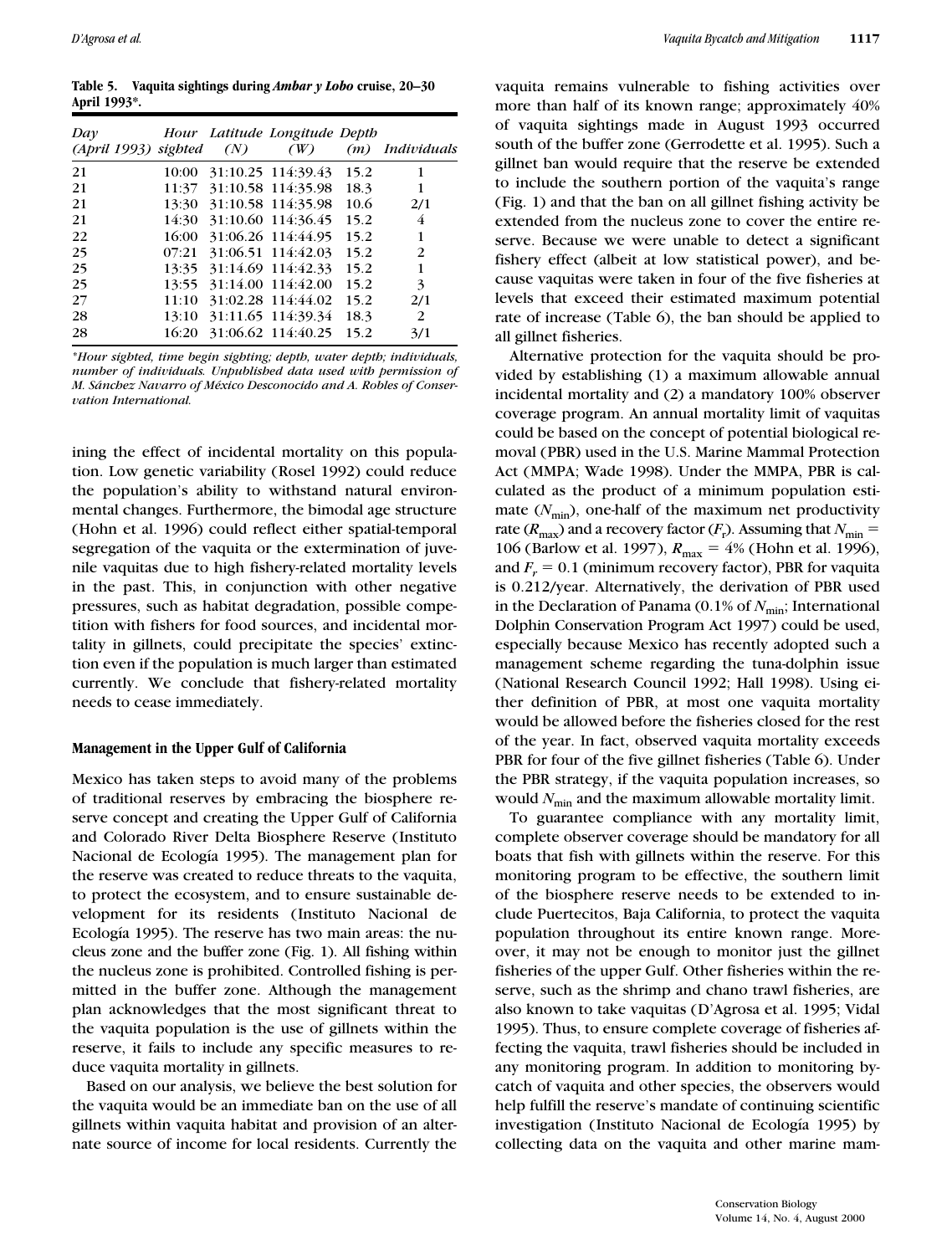**Table 5. Vaquita sightings during *Ambar y Lobo* cruise, 20–30 April 1993*.**

| Day (April 1993) | Hour sighted | Latitude (N) | Longitude (W) | Depth (m) | Individuals |
|---|---|---|---|---|---|
| 21 | 10:00 | 31:10.25 | 114:39.43 | 15.2 | 1 |
| 21 | 11:37 | 31:10.58 | 114:35.98 | 18.3 | 1 |
| 21 | 13:30 | 31:10.58 | 114:35.98 | 10.6 | 2/1 |
| 21 | 14:30 | 31:10.60 | 114:36.45 | 15.2 | 4 |
| 22 | 16:00 | 31:06.26 | 114:44.95 | 15.2 | 1 |
| 25 | 07:21 | 31:06.51 | 114:42.03 | 15.2 | 2 |
| 25 | 13:35 | 31:14.69 | 114:42.33 | 15.2 | 1 |
| 25 | 13:55 | 31:14.00 | 114:42.00 | 15.2 | 3 |
| 27 | 11:10 | 31:02.28 | 114:44.02 | 15.2 | 2/1 |
| 28 | 13:10 | 31:11.65 | 114:39.34 | 18.3 | 2 |
| 28 | 16:20 | 31:06.62 | 114:40.25 | 15.2 | 3/1 |

*\*Hour sighted, time begin sighting; depth, water depth; individuals, number of individuals. Unpublished data used with permission of M. Sánchez Navarro of México Desconocido and A. Robles of Conservation International.*

ining the effect of incidental mortality on this population. Low genetic variability (Rosel 1992) could reduce the population's ability to withstand natural environmental changes. Furthermore, the bimodal age structure (Hohn et al. 1996) could reflect either spatial-temporal segregation of the vaquita or the extermination of juvenile vaquitas due to high fishery-related mortality levels in the past. This, in conjunction with other negative pressures, such as habitat degradation, possible competition with fishers for food sources, and incidental mortality in gillnets, could precipitate the species' extinction even if the population is much larger than estimated currently. We conclude that fishery-related mortality needs to cease immediately.

## Management in the Upper Gulf of California

Mexico has taken steps to avoid many of the problems of traditional reserves by embracing the biosphere reserve concept and creating the Upper Gulf of California and Colorado River Delta Biosphere Reserve (Instituto Nacional de Ecología 1995). The management plan for the reserve was created to reduce threats to the vaquita, to protect the ecosystem, and to ensure sustainable development for its residents (Instituto Nacional de Ecología 1995). The reserve has two main areas: the nucleus zone and the buffer zone (Fig. 1). All fishing within the nucleus zone is prohibited. Controlled fishing is permitted in the buffer zone. Although the management plan acknowledges that the most significant threat to the vaquita population is the use of gillnets within the reserve, it fails to include any specific measures to reduce vaquita mortality in gillnets.

Based on our analysis, we believe the best solution for the vaquita would be an immediate ban on the use of all gillnets within vaquita habitat and provision of an alternate source of income for local residents. Currently the vaquita remains vulnerable to fishing activities over more than half of its known range; approximately 40% of vaquita sightings made in August 1993 occurred south of the buffer zone (Gerrodette et al. 1995). Such a gillnet ban would require that the reserve be extended to include the southern portion of the vaquita's range (Fig. 1) and that the ban on all gillnet fishing activity be extended from the nucleus zone to cover the entire reserve. Because we were unable to detect a significant fishery effect (albeit at low statistical power), and because vaquitas were taken in four of the five fisheries at levels that exceed their estimated maximum potential rate of increase (Table 6), the ban should be applied to all gillnet fisheries.

Alternative protection for the vaquita should be provided by establishing (1) a maximum allowable annual incidental mortality and (2) a mandatory 100% observer coverage program. An annual mortality limit of vaquitas could be based on the concept of potential biological removal (PBR) used in the U.S. Marine Mammal Protection Act (MMPA; Wade 1998). Under the MMPA, PBR is calculated as the product of a minimum population estimate ($N_{min}$), one-half of the maximum net productivity rate ($R_{max}$) and a recovery factor ($F_r$). Assuming that $N_{min} = 106$ (Barlow et al. 1997), $R_{max} = 4\%$ (Hohn et al. 1996), and $F_r = 0.1$ (minimum recovery factor), PBR for vaquita is 0.212/year. Alternatively, the derivation of PBR used in the Declaration of Panama (0.1% of $N_{min}$; International Dolphin Conservation Program Act 1997) could be used, especially because Mexico has recently adopted such a management scheme regarding the tuna-dolphin issue (National Research Council 1992; Hall 1998). Using either definition of PBR, at most one vaquita mortality would be allowed before the fisheries closed for the rest of the year. In fact, observed vaquita mortality exceeds PBR for four of the five gillnet fisheries (Table 6). Under the PBR strategy, if the vaquita population increases, so would $N_{min}$ and the maximum allowable mortality limit.

To guarantee compliance with any mortality limit, complete observer coverage should be mandatory for all boats that fish with gillnets within the reserve. For this monitoring program to be effective, the southern limit of the biosphere reserve needs to be extended to include Puertecitos, Baja California, to protect the vaquita population throughout its entire known range. Moreover, it may not be enough to monitor just the gillnet fisheries of the upper Gulf. Other fisheries within the reserve, such as the shrimp and chano trawl fisheries, are also known to take vaquitas (D'Agrosa et al. 1995; Vidal 1995). Thus, to ensure complete coverage of fisheries affecting the vaquita, trawl fisheries should be included in any monitoring program. In addition to monitoring bycatch of vaquita and other species, the observers would help fulfill the reserve's mandate of continuing scientific investigation (Instituto Nacional de Ecología 1995) by collecting data on the vaquita and other marine mam-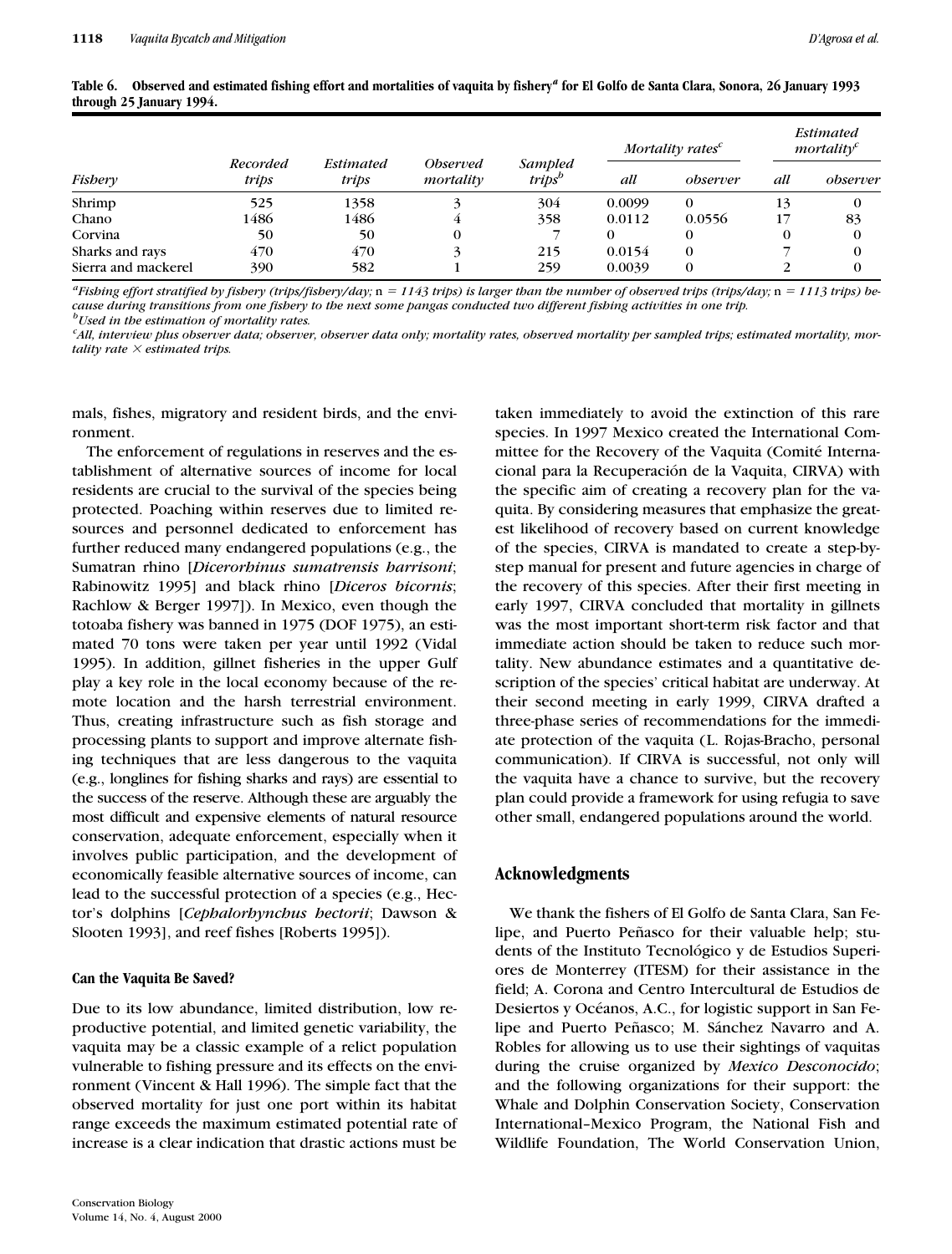**Table 6. Observed and estimated fishing effort and mortalities of vaquita by fishery[a] for El Golfo de Santa Clara, Sonora, 26 January 1993 through 25 January 1994.**

| Fishery | Recorded trips | Estimated trips | Observed mortality | Sampled trips[b] | Mortality rates[c] | | Estimated mortality[c] | |
|---|---|---|---|---|---|---|---|---|
| | | | | | all | observer | all | observer |
| Shrimp | 525 | 1358 | 3 | 304 | 0.0099 | 0 | 13 | 0 |
| Chano | 1486 | 1486 | 4 | 358 | 0.0112 | 0.0556 | 17 | 83 |
| Corvina | 50 | 50 | 0 | 7 | 0 | 0 | 0 | 0 |
| Sharks and rays | 470 | 470 | 3 | 215 | 0.0154 | 0 | 7 | 0 |
| Sierra and mackerel | 390 | 582 | 1 | 259 | 0.0039 | 0 | 2 | 0 |

[a] *Fishing effort stratified by fishery (trips/fishery/day;* n *= 1143 trips) is larger than the number of observed trips (trips/day;* n *= 1113 trips) because during transitions from one fishery to the next some pangas conducted two different fishing activities in one trip.*
[b] *Used in the estimation of mortality rates.*
[c] *All, interview plus observer data; observer, observer data only; mortality rates, observed mortality per sampled trips; estimated mortality, mortality rate × estimated trips.*

mals, fishes, migratory and resident birds, and the environment.

The enforcement of regulations in reserves and the establishment of alternative sources of income for local residents are crucial to the survival of the species being protected. Poaching within reserves due to limited resources and personnel dedicated to enforcement has further reduced many endangered populations (e.g., the Sumatran rhino [*Dicerorhinus sumatrensis harrisoni*; Rabinowitz 1995] and black rhino [*Diceros bicornis*; Rachlow & Berger 1997]). In Mexico, even though the totoaba fishery was banned in 1975 (DOF 1975), an estimated 70 tons were taken per year until 1992 (Vidal 1995). In addition, gillnet fisheries in the upper Gulf play a key role in the local economy because of the remote location and the harsh terrestrial environment. Thus, creating infrastructure such as fish storage and processing plants to support and improve alternate fishing techniques that are less dangerous to the vaquita (e.g., longlines for fishing sharks and rays) are essential to the success of the reserve. Although these are arguably the most difficult and expensive elements of natural resource conservation, adequate enforcement, especially when it involves public participation, and the development of economically feasible alternative sources of income, can lead to the successful protection of a species (e.g., Hector's dolphins [*Cephalorhynchus hectorii*; Dawson & Slooten 1993], and reef fishes [Roberts 1995]).

### Can the Vaquita Be Saved?

Due to its low abundance, limited distribution, low reproductive potential, and limited genetic variability, the vaquita may be a classic example of a relict population vulnerable to fishing pressure and its effects on the environment (Vincent & Hall 1996). The simple fact that the observed mortality for just one port within its habitat range exceeds the maximum estimated potential rate of increase is a clear indication that drastic actions must be taken immediately to avoid the extinction of this rare species. In 1997 Mexico created the International Committee for the Recovery of the Vaquita (Comité Internacional para la Recuperación de la Vaquita, CIRVA) with the specific aim of creating a recovery plan for the vaquita. By considering measures that emphasize the greatest likelihood of recovery based on current knowledge of the species, CIRVA is mandated to create a step-by-step manual for present and future agencies in charge of the recovery of this species. After their first meeting in early 1997, CIRVA concluded that mortality in gillnets was the most important short-term risk factor and that immediate action should be taken to reduce such mortality. New abundance estimates and a quantitative description of the species' critical habitat are underway. At their second meeting in early 1999, CIRVA drafted a three-phase series of recommendations for the immediate protection of the vaquita (L. Rojas-Bracho, personal communication). If CIRVA is successful, not only will the vaquita have a chance to survive, but the recovery plan could provide a framework for using refugia to save other small, endangered populations around the world.

## Acknowledgments

We thank the fishers of El Golfo de Santa Clara, San Felipe, and Puerto Peñasco for their valuable help; students of the Instituto Tecnológico y de Estudios Superiores de Monterrey (ITESM) for their assistance in the field; A. Corona and Centro Intercultural de Estudios de Desiertos y Océanos, A.C., for logistic support in San Felipe and Puerto Peñasco; M. Sánchez Navarro and A. Robles for allowing us to use their sightings of vaquitas during the cruise organized by *Mexico Desconocido*; and the following organizations for their support: the Whale and Dolphin Conservation Society, Conservation International–Mexico Program, the National Fish and Wildlife Foundation, The World Conservation Union,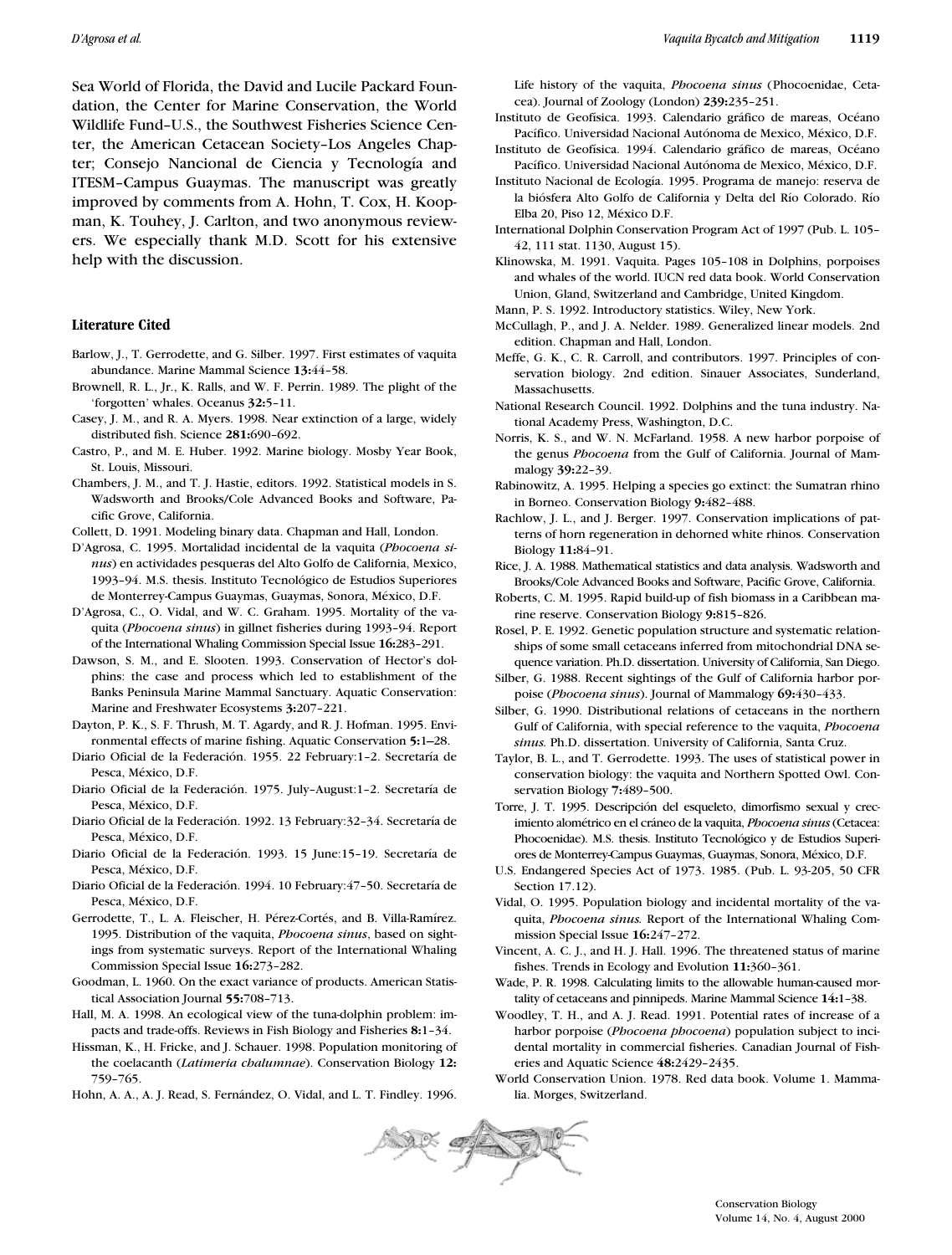Sea World of Florida, the David and Lucile Packard Foundation, the Center for Marine Conservation, the World Wildlife Fund–U.S., the Southwest Fisheries Science Center, the American Cetacean Society–Los Angeles Chapter; Consejo Nancional de Ciencia y Tecnología and ITESM–Campus Guaymas. The manuscript was greatly improved by comments from A. Hohn, T. Cox, H. Koopman, K. Touhey, J. Carlton, and two anonymous reviewers. We especially thank M.D. Scott for his extensive help with the discussion.

### Literature Cited

Barlow, J., T. Gerrodette, and G. Silber. 1997. First estimates of vaquita abundance. Marine Mammal Science **13:**44–58.

Brownell, R. L., Jr., K. Ralls, and W. F. Perrin. 1989. The plight of the 'forgotten' whales. Oceanus **32:**5–11.

Casey, J. M., and R. A. Myers. 1998. Near extinction of a large, widely distributed fish. Science **281:**690–692.

Castro, P., and M. E. Huber. 1992. Marine biology. Mosby Year Book, St. Louis, Missouri.

Chambers, J. M., and T. J. Hastie, editors. 1992. Statistical models in S. Wadsworth and Brooks/Cole Advanced Books and Software, Pacific Grove, California.

Collett, D. 1991. Modeling binary data. Chapman and Hall, London.

D'Agrosa, C. 1995. Mortalidad incidental de la vaquita (*Phocoena sinus*) en actividades pesqueras del Alto Golfo de California, Mexico, 1993–94. M.S. thesis. Instituto Tecnológico de Estudios Superiores de Monterrey-Campus Guaymas, Guaymas, Sonora, México, D.F.

D'Agrosa, C., O. Vidal, and W. C. Graham. 1995. Mortality of the vaquita (*Phocoena sinus*) in gillnet fisheries during 1993–94. Report of the International Whaling Commission Special Issue **16:**283–291.

Dawson, S. M., and E. Slooten. 1993. Conservation of Hector's dolphins: the case and process which led to establishment of the Banks Peninsula Marine Mammal Sanctuary. Aquatic Conservation: Marine and Freshwater Ecosystems **3:**207–221.

Dayton, P. K., S. F. Thrush, M. T. Agardy, and R. J. Hofman. 1995. Environmental effects of marine fishing. Aquatic Conservation **5:**1–28.

Diario Oficial de la Federación. 1955. 22 February:1–2. Secretaría de Pesca, México, D.F.

Diario Oficial de la Federación. 1975. July–August:1–2. Secretaría de Pesca, México, D.F.

Diario Oficial de la Federación. 1992. 13 February:32–34. Secretaría de Pesca, México, D.F.

Diario Oficial de la Federación. 1993. 15 June:15–19. Secretaría de Pesca, México, D.F.

Diario Oficial de la Federación. 1994. 10 February:47–50. Secretaría de Pesca, México, D.F.

Gerrodette, T., L. A. Fleischer, H. Pérez-Cortés, and B. Villa-Ramírez. 1995. Distribution of the vaquita, *Phocoena sinus*, based on sightings from systematic surveys. Report of the International Whaling Commission Special Issue **16:**273–282.

Goodman, L. 1960. On the exact variance of products. American Statistical Association Journal **55:**708–713.

Hall, M. A. 1998. An ecological view of the tuna-dolphin problem: impacts and trade-offs. Reviews in Fish Biology and Fisheries **8:**1–34.

Hissman, K., H. Fricke, and J. Schauer. 1998. Population monitoring of the coelacanth (*Latimeria chalumnae*). Conservation Biology **12:** 759–765.

Hohn, A. A., A. J. Read, S. Fernández, O. Vidal, and L. T. Findley. 1996. Life history of the vaquita, *Phocoena sinus* (Phocoenidae, Cetacea). Journal of Zoology (London) **239:**235–251.

Instituto de Geofísica. 1993. Calendario gráfico de mareas, Océano Pacífico. Universidad Nacional Autónoma de Mexico, México, D.F.

Instituto de Geofísica. 1994. Calendario gráfico de mareas, Océano Pacífico. Universidad Nacional Autónoma de Mexico, México, D.F.

Instituto Nacional de Ecología. 1995. Programa de manejo: reserva de la biósfera Alto Golfo de California y Delta del Río Colorado. Río Elba 20, Piso 12, México D.F.

International Dolphin Conservation Program Act of 1997 (Pub. L. 105–42, 111 stat. 1130, August 15).

Klinowska, M. 1991. Vaquita. Pages 105–108 in Dolphins, porpoises and whales of the world. IUCN red data book. World Conservation Union, Gland, Switzerland and Cambridge, United Kingdom.

Mann, P. S. 1992. Introductory statistics. Wiley, New York.

McCullagh, P., and J. A. Nelder. 1989. Generalized linear models. 2nd edition. Chapman and Hall, London.

Meffe, G. K., C. R. Carroll, and contributors. 1997. Principles of conservation biology. 2nd edition. Sinauer Associates, Sunderland, Massachusetts.

National Research Council. 1992. Dolphins and the tuna industry. National Academy Press, Washington, D.C.

Norris, K. S., and W. N. McFarland. 1958. A new harbor porpoise of the genus *Phocoena* from the Gulf of California. Journal of Mammalogy **39:**22–39.

Rabinowitz, A. 1995. Helping a species go extinct: the Sumatran rhino in Borneo. Conservation Biology **9:**482–488.

Rachlow, J. L., and J. Berger. 1997. Conservation implications of patterns of horn regeneration in dehorned white rhinos. Conservation Biology **11:**84–91.

Rice, J. A. 1988. Mathematical statistics and data analysis. Wadsworth and Brooks/Cole Advanced Books and Software, Pacific Grove, California.

Roberts, C. M. 1995. Rapid build-up of fish biomass in a Caribbean marine reserve. Conservation Biology **9:**815–826.

Rosel, P. E. 1992. Genetic population structure and systematic relationships of some small cetaceans inferred from mitochondrial DNA sequence variation. Ph.D. dissertation. University of California, San Diego.

Silber, G. 1988. Recent sightings of the Gulf of California harbor porpoise (*Phocoena sinus*). Journal of Mammalogy **69:**430–433.

Silber, G. 1990. Distributional relations of cetaceans in the northern Gulf of California, with special reference to the vaquita, *Phocoena sinus.* Ph.D. dissertation. University of California, Santa Cruz.

Taylor, B. L., and T. Gerrodette. 1993. The uses of statistical power in conservation biology: the vaquita and Northern Spotted Owl. Conservation Biology **7:**489–500.

Torre, J. T. 1995. Descripción del esqueleto, dimorfismo sexual y crecimiento alométrico en el cráneo de la vaquita, *Phocoena sinus* (Cetacea: Phocoenidae). M.S. thesis. Instituto Tecnológico y de Estudios Superiores de Monterrey-Campus Guaymas, Guaymas, Sonora, México, D.F.

U.S. Endangered Species Act of 1973. 1985. (Pub. L. 93-205, 50 CFR Section 17.12).

Vidal, O. 1995. Population biology and incidental mortality of the vaquita, *Phocoena sinus.* Report of the International Whaling Commission Special Issue **16:**247–272.

Vincent, A. C. J., and H. J. Hall. 1996. The threatened status of marine fishes. Trends in Ecology and Evolution **11:**360–361.

Wade, P. R. 1998. Calculating limits to the allowable human-caused mortality of cetaceans and pinnipeds. Marine Mammal Science **14:**1–38.

Woodley, T. H., and A. J. Read. 1991. Potential rates of increase of a harbor porpoise (*Phocoena phocoena*) population subject to incidental mortality in commercial fisheries. Canadian Journal of Fisheries and Aquatic Science **48:**2429–2435.

World Conservation Union. 1978. Red data book. Volume 1. Mammalia. Morges, Switzerland.